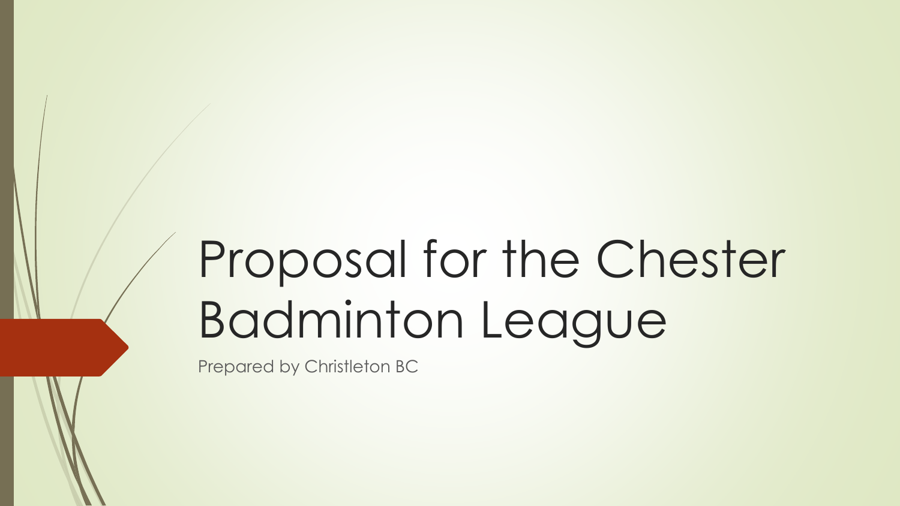# Proposal for the Chester Badminton League

Prepared by Christleton BC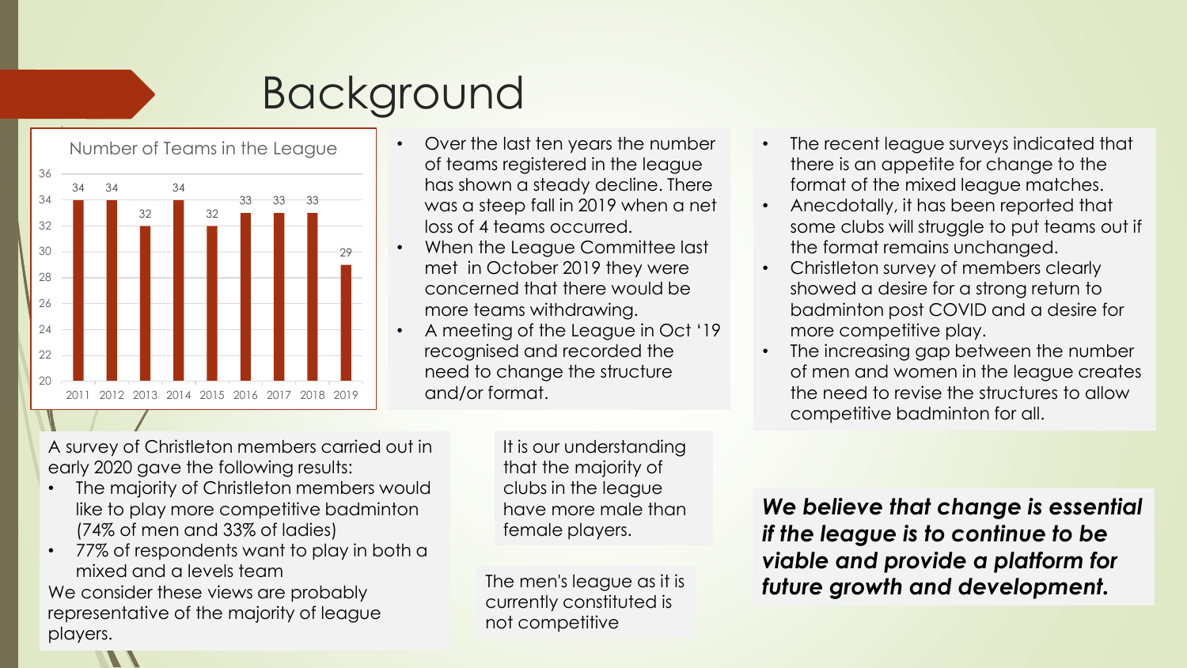# Background

**Number of Teams in the League**

| Year | Teams |
|---|---|
| 2011 | 34 |
| 2012 | 34 |
| 2013 | 32 |
| 2014 | 34 |
| 2015 | 32 |
| 2016 | 33 |
| 2017 | 33 |
| 2018 | 33 |
| 2019 | 29 |

- Over the last ten years the number of teams registered in the league has shown a steady decline. There was a steep fall in 2019 when a net loss of 4 teams occurred.
- When the League Committee last met in October 2019 they were concerned that there would be more teams withdrawing.
- A meeting of the League in Oct '19 recognised and recorded the need to change the structure and/or format.

- The recent league surveys indicated that there is an appetite for change to the format of the mixed league matches.
- Anecdotally, it has been reported that some clubs will struggle to put teams out if the format remains unchanged.
- Christleton survey of members clearly showed a desire for a strong return to badminton post COVID and a desire for more competitive play.
- The increasing gap between the number of men and women in the league creates the need to revise the structures to allow competitive badminton for all.

A survey of Christleton members carried out in early 2020 gave the following results:

- The majority of Christleton members would like to play more competitive badminton (74% of men and 33% of ladies)
- 77% of respondents want to play in both a mixed and a levels team

We consider these views are probably representative of the majority of league players.

It is our understanding that the majority of clubs in the league have more male than female players.

The men's league as it is currently constituted is not competitive

***We believe that change is essential if the league is to continue to be viable and provide a platform for future growth and development.***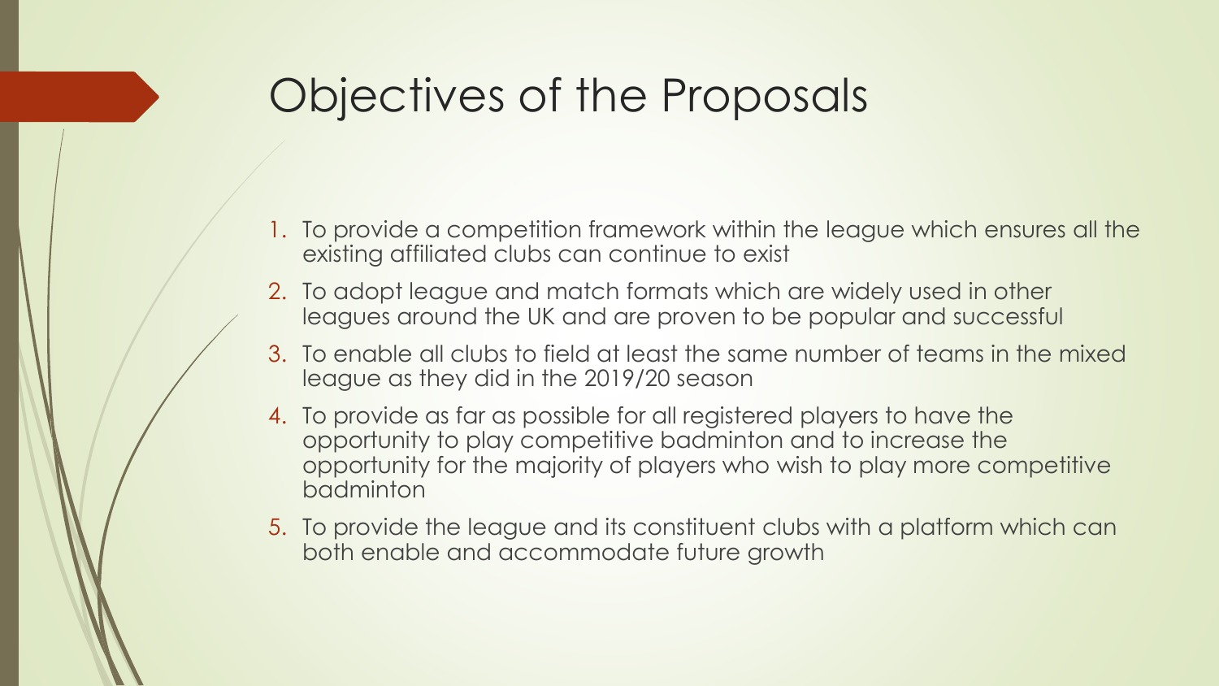# Objectives of the Proposals

1. To provide a competition framework within the league which ensures all the existing affiliated clubs can continue to exist
2. To adopt league and match formats which are widely used in other leagues around the UK and are proven to be popular and successful
3. To enable all clubs to field at least the same number of teams in the mixed league as they did in the 2019/20 season
4. To provide as far as possible for all registered players to have the opportunity to play competitive badminton and to increase the opportunity for the majority of players who wish to play more competitive badminton
5. To provide the league and its constituent clubs with a platform which can both enable and accommodate future growth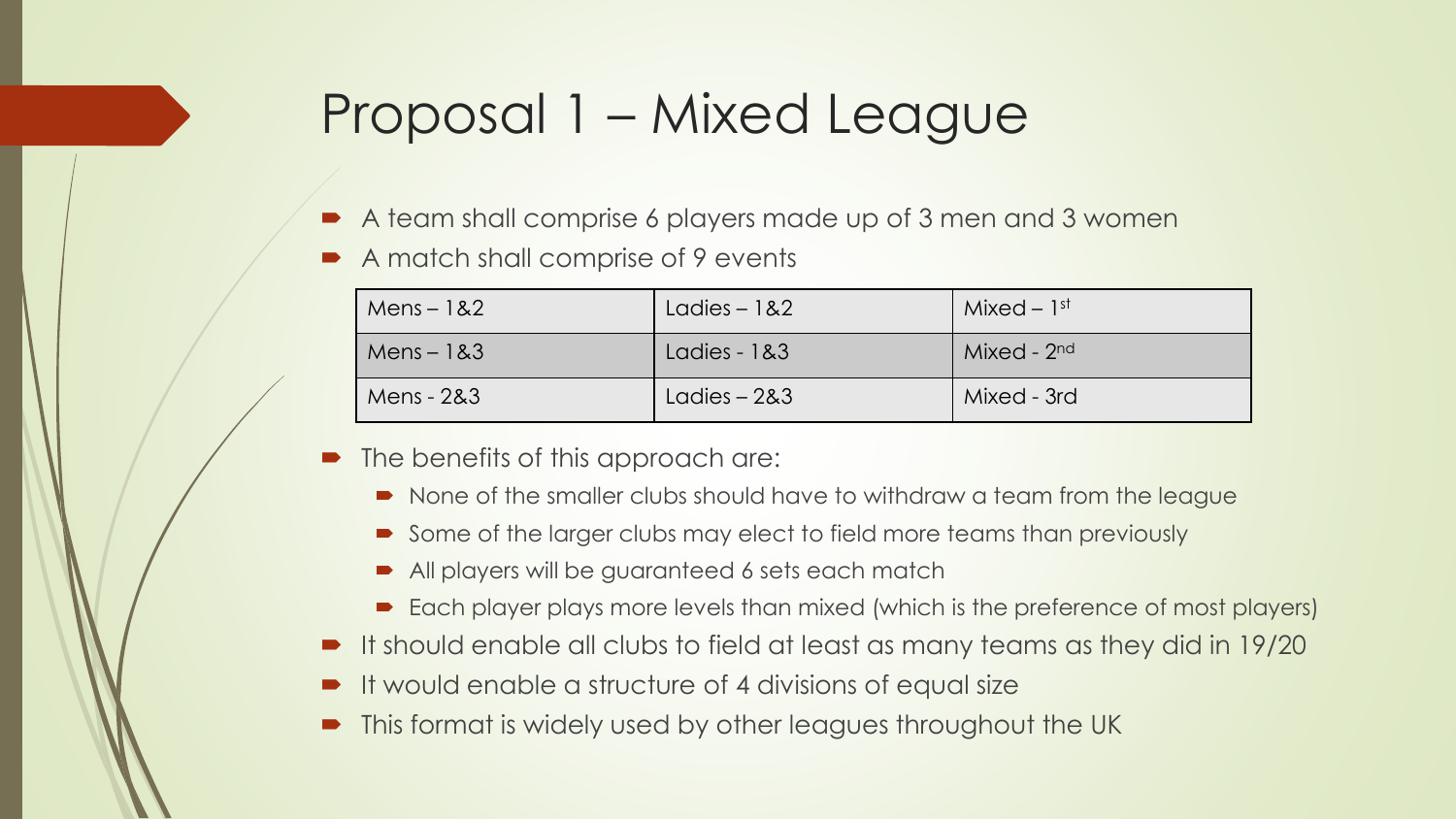# Proposal 1 – Mixed League

- A team shall comprise 6 players made up of 3 men and 3 women
- A match shall comprise of 9 events

| Mens – 1&2 | Ladies – 1&2 | Mixed – 1st |
|---|---|---|
| Mens – 1&3 | Ladies - 1&3 | Mixed - 2nd |
| Mens - 2&3 | Ladies – 2&3 | Mixed - 3rd |

- The benefits of this approach are:
  - None of the smaller clubs should have to withdraw a team from the league
  - Some of the larger clubs may elect to field more teams than previously
  - All players will be guaranteed 6 sets each match
  - Each player plays more levels than mixed (which is the preference of most players)
- It should enable all clubs to field at least as many teams as they did in 19/20
- It would enable a structure of 4 divisions of equal size
- This format is widely used by other leagues throughout the UK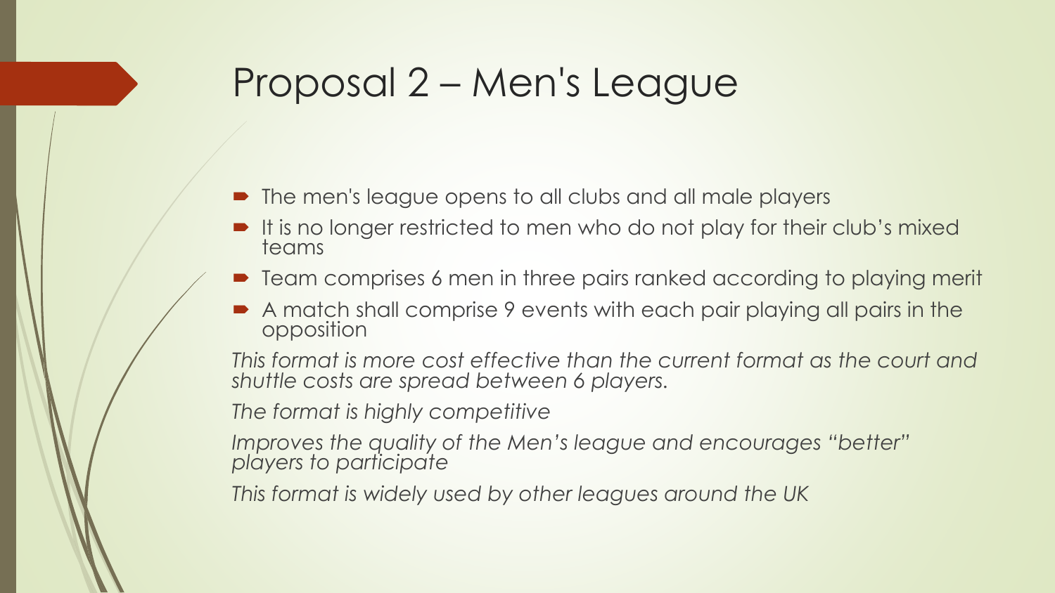# Proposal 2 – Men's League

- The men's league opens to all clubs and all male players
- It is no longer restricted to men who do not play for their club's mixed teams
- Team comprises 6 men in three pairs ranked according to playing merit
- A match shall comprise 9 events with each pair playing all pairs in the opposition

*This format is more cost effective than the current format as the court and shuttle costs are spread between 6 players.*

*The format is highly competitive*

*Improves the quality of the Men's league and encourages "better" players to participate*

*This format is widely used by other leagues around the UK*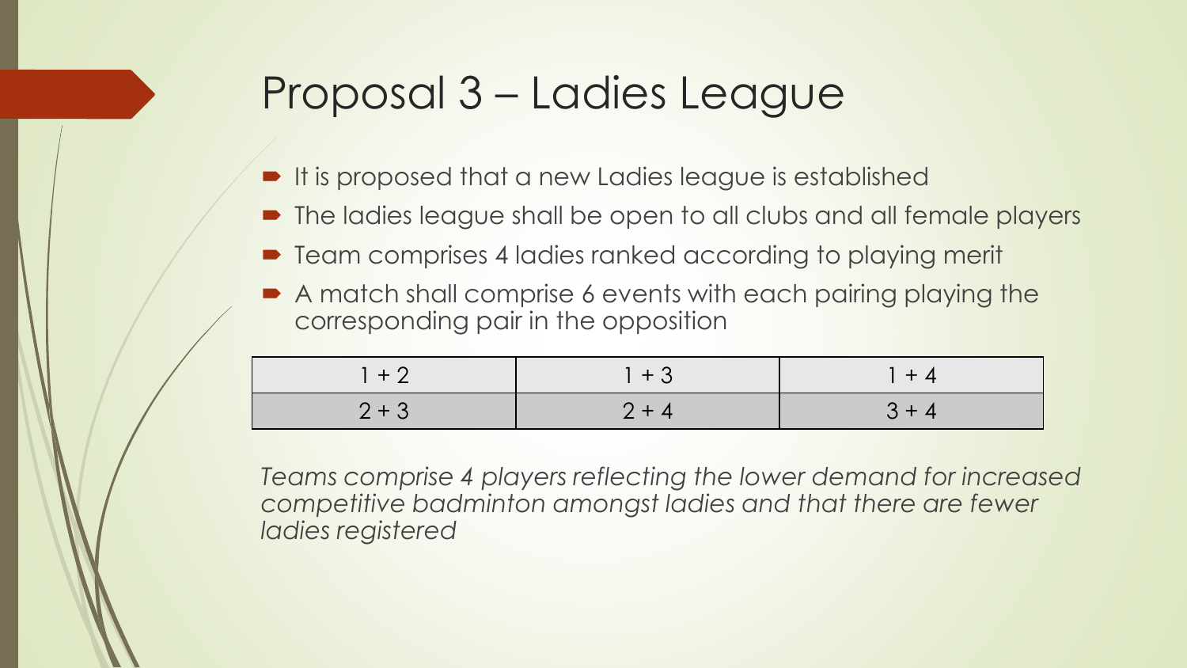# Proposal 3 – Ladies League

- It is proposed that a new Ladies league is established
- The ladies league shall be open to all clubs and all female players
- Team comprises 4 ladies ranked according to playing merit
- A match shall comprise 6 events with each pairing playing the corresponding pair in the opposition

| 1 + 2 | 1 + 3 | 1 + 4 |
|---|---|---|
| 2 + 3 | 2 + 4 | 3 + 4 |

*Teams comprise 4 players reflecting the lower demand for increased competitive badminton amongst ladies and that there are fewer ladies registered*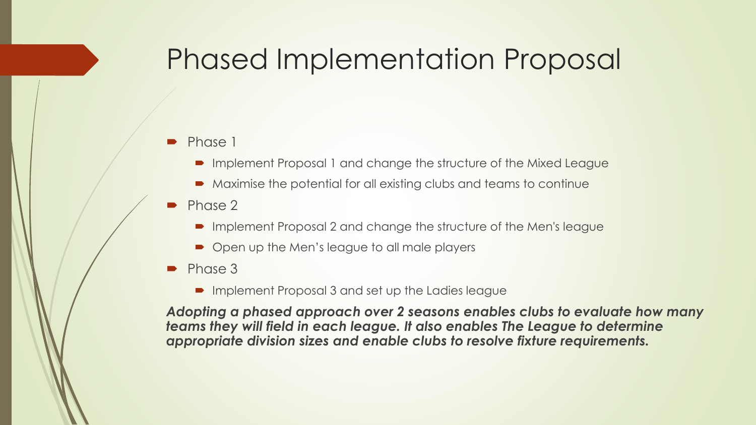# Phased Implementation Proposal

- Phase 1
  - Implement Proposal 1 and change the structure of the Mixed League
  - Maximise the potential for all existing clubs and teams to continue
- Phase 2
  - Implement Proposal 2 and change the structure of the Men's league
  - Open up the Men's league to all male players
- Phase 3
  - Implement Proposal 3 and set up the Ladies league

***Adopting a phased approach over 2 seasons enables clubs to evaluate how many teams they will field in each league. It also enables The League to determine appropriate division sizes and enable clubs to resolve fixture requirements.***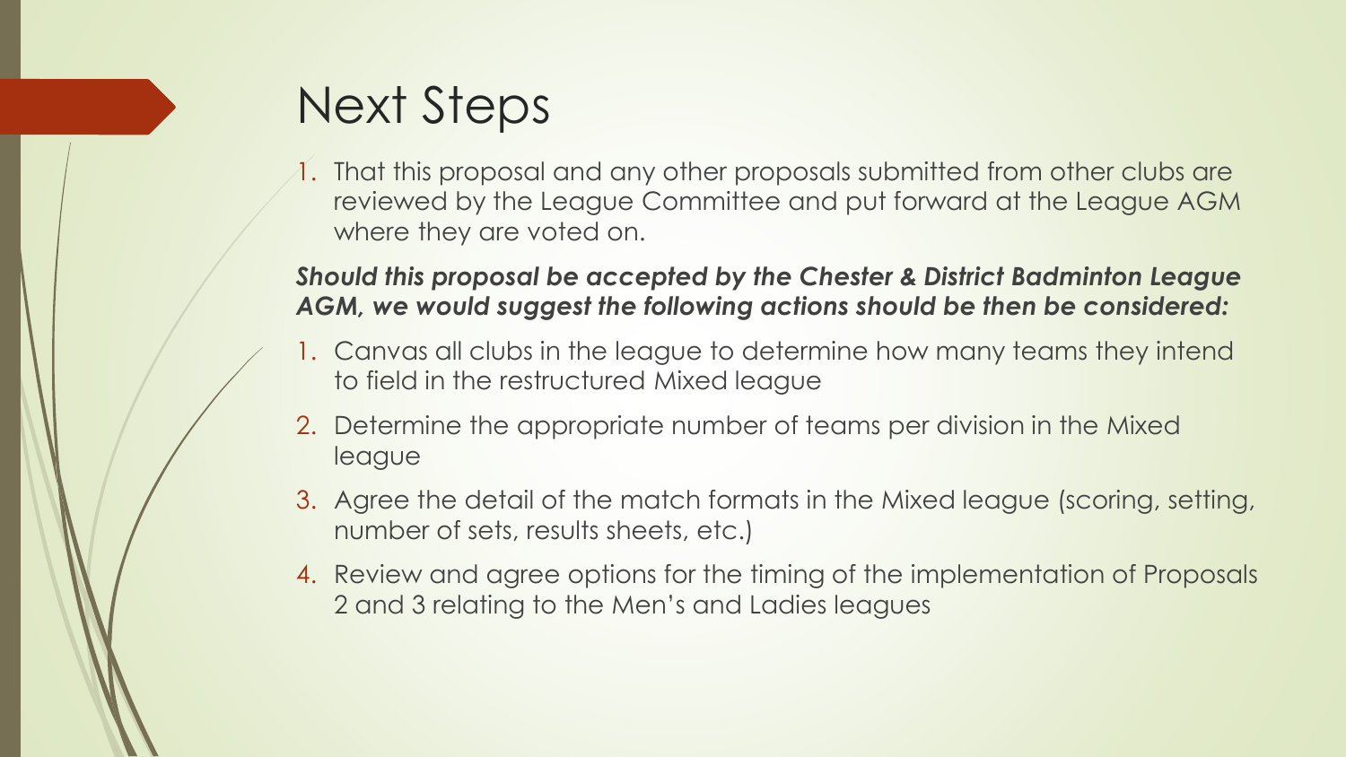# Next Steps

1. That this proposal and any other proposals submitted from other clubs are reviewed by the League Committee and put forward at the League AGM where they are voted on.

***Should this proposal be accepted by the Chester & District Badminton League AGM, we would suggest the following actions should be then be considered:***

1. Canvas all clubs in the league to determine how many teams they intend to field in the restructured Mixed league
2. Determine the appropriate number of teams per division in the Mixed league
3. Agree the detail of the match formats in the Mixed league (scoring, setting, number of sets, results sheets, etc.)
4. Review and agree options for the timing of the implementation of Proposals 2 and 3 relating to the Men's and Ladies leagues